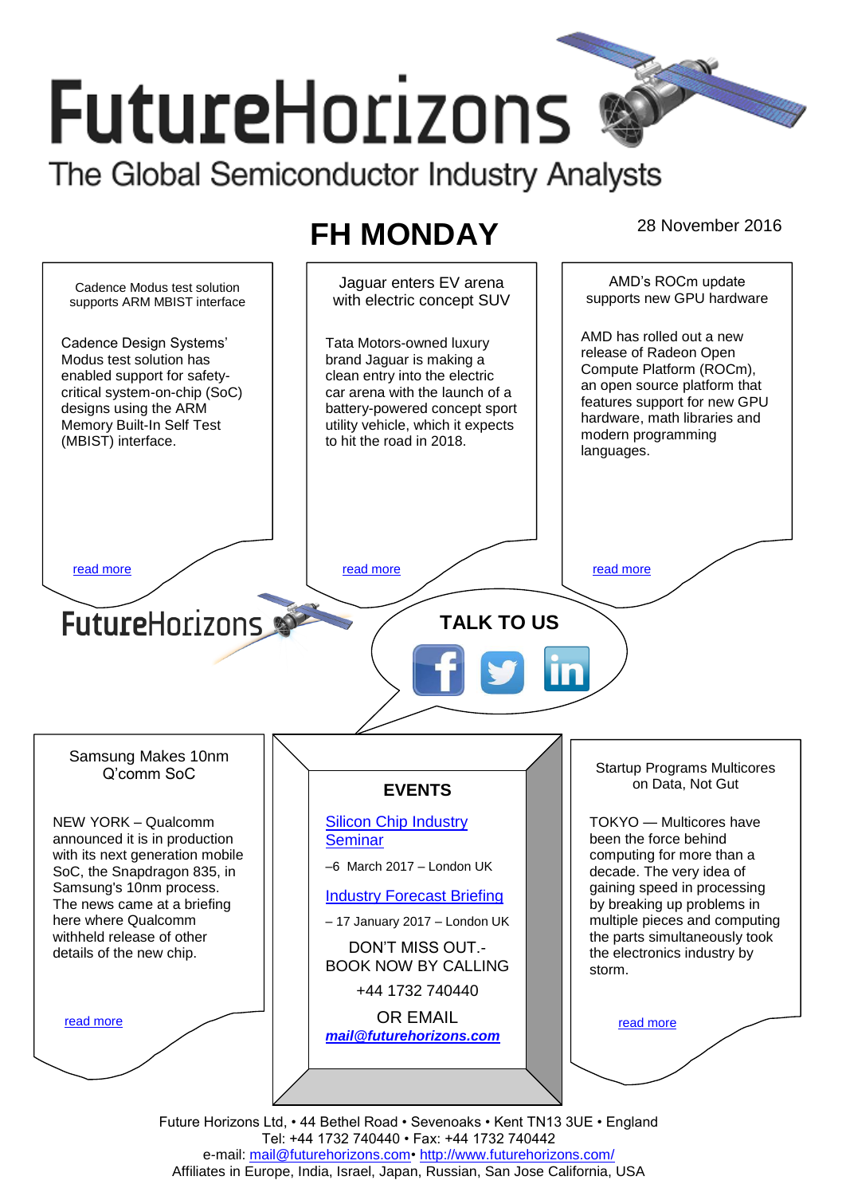# FutureHorizons

The Global Semiconductor Industry Analysts

## FH MONDAY

28 November 2016

### Cadence Modus test solution supports ARM MBIST interface

Cadence Design Systems' Modus test solution has enabled support for safety-critical system-on-chip (SoC) designs using the ARM Memory Built-In Self Test (MBIST) interface.

read more

### Jaguar enters EV arena with electric concept SUV

Tata Motors-owned luxury brand Jaguar is making a clean entry into the electric car arena with the launch of a battery-powered concept sport utility vehicle, which it expects to hit the road in 2018.

read more

### AMD's ROCm update supports new GPU hardware

AMD has rolled out a new release of Radeon Open Compute Platform (ROCm), an open source platform that features support for new GPU hardware, math libraries and modern programming languages.

read more

FutureHorizons

**TALK TO US**

### Samsung Makes 10nm Q'comm SoC

NEW YORK – Qualcomm announced it is in production with its next generation mobile SoC, the Snapdragon 835, in Samsung's 10nm process. The news came at a briefing here where Qualcomm withheld release of other details of the new chip.

read more

### EVENTS

Silicon Chip Industry Seminar

–6 March 2017 – London UK

Industry Forecast Briefing

– 17 January 2017 – London UK

DON'T MISS OUT.- BOOK NOW BY CALLING

+44 1732 740440

OR EMAIL

***mail@futurehorizons.com***

### Startup Programs Multicores on Data, Not Gut

TOKYO — Multicores have been the force behind computing for more than a decade. The very idea of gaining speed in processing by breaking up problems in multiple pieces and computing the parts simultaneously took the electronics industry by storm.

read more

Future Horizons Ltd, • 44 Bethel Road • Sevenoaks • Kent TN13 3UE • England
Tel: +44 1732 740440 • Fax: +44 1732 740442
e-mail: mail@futurehorizons.com• http://www.futurehorizons.com/
Affiliates in Europe, India, Israel, Japan, Russian, San Jose California, USA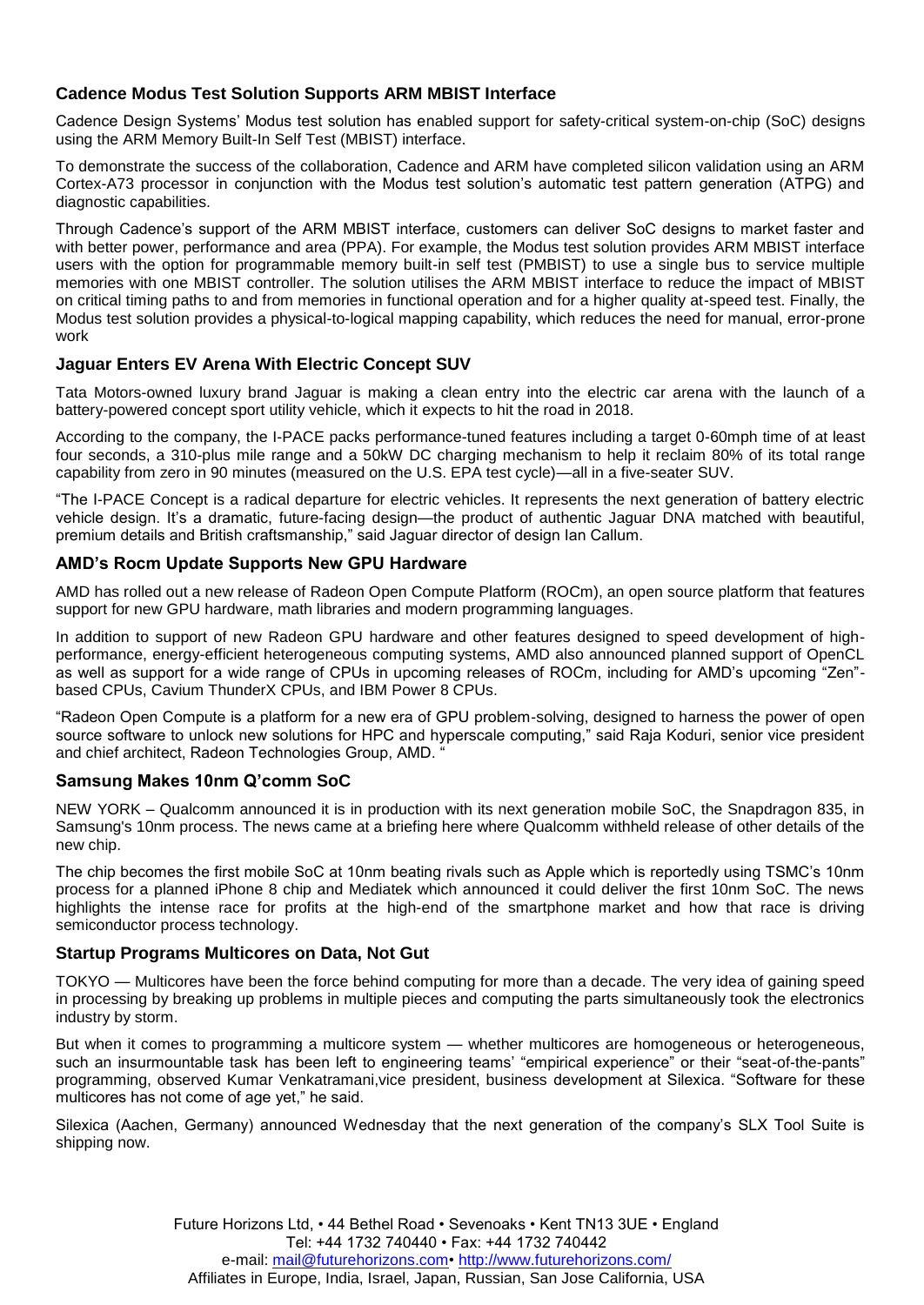### Cadence Modus Test Solution Supports ARM MBIST Interface

Cadence Design Systems' Modus test solution has enabled support for safety-critical system-on-chip (SoC) designs using the ARM Memory Built-In Self Test (MBIST) interface.

To demonstrate the success of the collaboration, Cadence and ARM have completed silicon validation using an ARM Cortex-A73 processor in conjunction with the Modus test solution's automatic test pattern generation (ATPG) and diagnostic capabilities.

Through Cadence's support of the ARM MBIST interface, customers can deliver SoC designs to market faster and with better power, performance and area (PPA). For example, the Modus test solution provides ARM MBIST interface users with the option for programmable memory built-in self test (PMBIST) to use a single bus to service multiple memories with one MBIST controller. The solution utilises the ARM MBIST interface to reduce the impact of MBIST on critical timing paths to and from memories in functional operation and for a higher quality at-speed test. Finally, the Modus test solution provides a physical-to-logical mapping capability, which reduces the need for manual, error-prone work

### Jaguar Enters EV Arena With Electric Concept SUV

Tata Motors-owned luxury brand Jaguar is making a clean entry into the electric car arena with the launch of a battery-powered concept sport utility vehicle, which it expects to hit the road in 2018.

According to the company, the I-PACE packs performance-tuned features including a target 0-60mph time of at least four seconds, a 310-plus mile range and a 50kW DC charging mechanism to help it reclaim 80% of its total range capability from zero in 90 minutes (measured on the U.S. EPA test cycle)—all in a five-seater SUV.

"The I-PACE Concept is a radical departure for electric vehicles. It represents the next generation of battery electric vehicle design. It's a dramatic, future-facing design—the product of authentic Jaguar DNA matched with beautiful, premium details and British craftsmanship," said Jaguar director of design Ian Callum.

### AMD's Rocm Update Supports New GPU Hardware

AMD has rolled out a new release of Radeon Open Compute Platform (ROCm), an open source platform that features support for new GPU hardware, math libraries and modern programming languages.

In addition to support of new Radeon GPU hardware and other features designed to speed development of high-performance, energy-efficient heterogeneous computing systems, AMD also announced planned support of OpenCL as well as support for a wide range of CPUs in upcoming releases of ROCm, including for AMD's upcoming "Zen"-based CPUs, Cavium ThunderX CPUs, and IBM Power 8 CPUs.

"Radeon Open Compute is a platform for a new era of GPU problem-solving, designed to harness the power of open source software to unlock new solutions for HPC and hyperscale computing," said Raja Koduri, senior vice president and chief architect, Radeon Technologies Group, AMD. "

### Samsung Makes 10nm Q'comm SoC

NEW YORK – Qualcomm announced it is in production with its next generation mobile SoC, the Snapdragon 835, in Samsung's 10nm process. The news came at a briefing here where Qualcomm withheld release of other details of the new chip.

The chip becomes the first mobile SoC at 10nm beating rivals such as Apple which is reportedly using TSMC's 10nm process for a planned iPhone 8 chip and Mediatek which announced it could deliver the first 10nm SoC. The news highlights the intense race for profits at the high-end of the smartphone market and how that race is driving semiconductor process technology.

### Startup Programs Multicores on Data, Not Gut

TOKYO — Multicores have been the force behind computing for more than a decade. The very idea of gaining speed in processing by breaking up problems in multiple pieces and computing the parts simultaneously took the electronics industry by storm.

But when it comes to programming a multicore system — whether multicores are homogeneous or heterogeneous, such an insurmountable task has been left to engineering teams' "empirical experience" or their "seat-of-the-pants" programming, observed Kumar Venkatramani,vice president, business development at Silexica. "Software for these multicores has not come of age yet," he said.

Silexica (Aachen, Germany) announced Wednesday that the next generation of the company's SLX Tool Suite is shipping now.